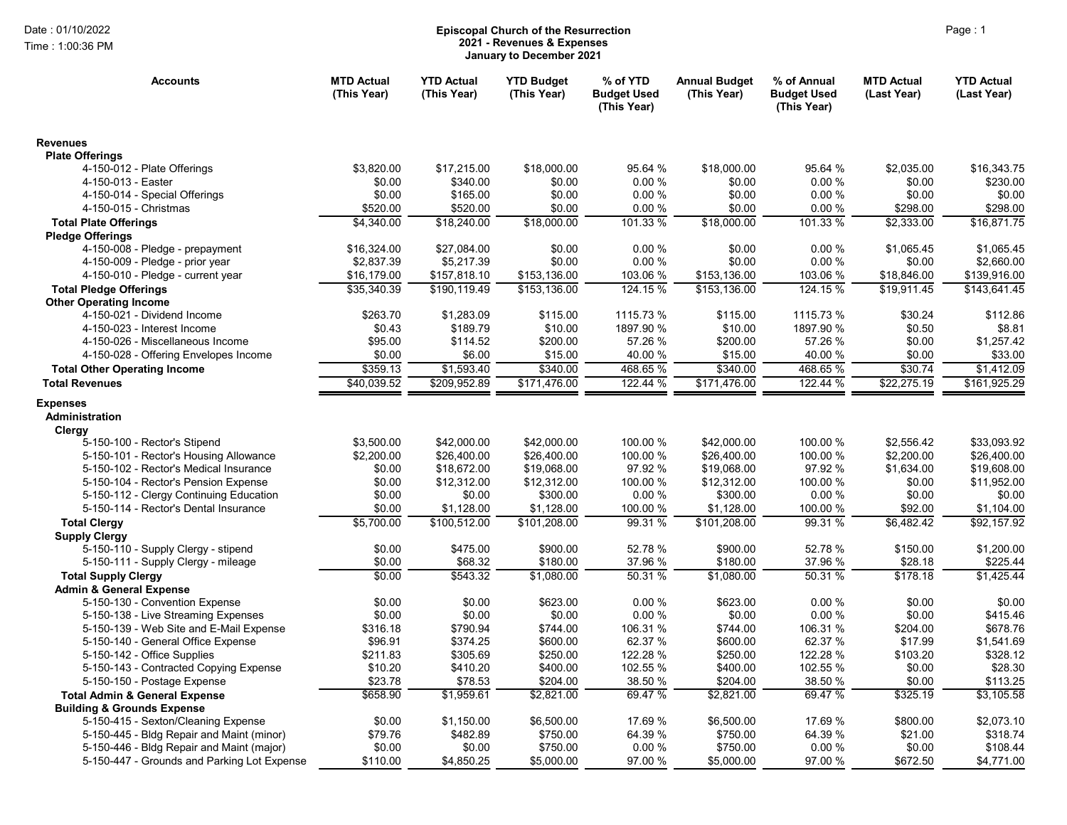**Date : 01/10/2022**
**Time : 1:00:36 PM**

# Episcopal Church of the Resurrection
## 2021 - Revenues & Expenses
### January to December 2021

| Accounts | MTD Actual (This Year) | YTD Actual (This Year) | YTD Budget (This Year) | % of YTD Budget Used (This Year) | Annual Budget (This Year) | % of Annual Budget Used (This Year) | MTD Actual (Last Year) | YTD Actual (Last Year) |
|---|---|---|---|---|---|---|---|---|
| **Revenues** | | | | | | | | |
| **Plate Offerings** | | | | | | | | |
| 4-150-012 - Plate Offerings | $3,820.00 | $17,215.00 | $18,000.00 | 95.64 % | $18,000.00 | 95.64 % | $2,035.00 | $16,343.75 |
| 4-150-013 - Easter | $0.00 | $340.00 | $0.00 | 0.00 % | $0.00 | 0.00 % | $0.00 | $230.00 |
| 4-150-014 - Special Offerings | $0.00 | $165.00 | $0.00 | 0.00 % | $0.00 | 0.00 % | $0.00 | $0.00 |
| 4-150-015 - Christmas | $520.00 | $520.00 | $0.00 | 0.00 % | $0.00 | 0.00 % | $298.00 | $298.00 |
| **Total Plate Offerings** | $4,340.00 | $18,240.00 | $18,000.00 | 101.33 % | $18,000.00 | 101.33 % | $2,333.00 | $16,871.75 |
| **Pledge Offerings** | | | | | | | | |
| 4-150-008 - Pledge - prepayment | $16,324.00 | $27,084.00 | $0.00 | 0.00 % | $0.00 | 0.00 % | $1,065.45 | $1,065.45 |
| 4-150-009 - Pledge - prior year | $2,837.39 | $5,217.39 | $0.00 | 0.00 % | $0.00 | 0.00 % | $0.00 | $2,660.00 |
| 4-150-010 - Pledge - current year | $16,179.00 | $157,818.10 | $153,136.00 | 103.06 % | $153,136.00 | 103.06 % | $18,846.00 | $139,916.00 |
| **Total Pledge Offerings** | $35,340.39 | $190,119.49 | $153,136.00 | 124.15 % | $153,136.00 | 124.15 % | $19,911.45 | $143,641.45 |
| **Other Operating Income** | | | | | | | | |
| 4-150-021 - Dividend Income | $263.70 | $1,283.09 | $115.00 | 1115.73 % | $115.00 | 1115.73 % | $30.24 | $112.86 |
| 4-150-023 - Interest Income | $0.43 | $189.79 | $10.00 | 1897.90 % | $10.00 | 1897.90 % | $0.50 | $8.81 |
| 4-150-026 - Miscellaneous Income | $95.00 | $114.52 | $200.00 | 57.26 % | $200.00 | 57.26 % | $0.00 | $1,257.42 |
| 4-150-028 - Offering Envelopes Income | $0.00 | $6.00 | $15.00 | 40.00 % | $15.00 | 40.00 % | $0.00 | $33.00 |
| **Total Other Operating Income** | $359.13 | $1,593.40 | $340.00 | 468.65 % | $340.00 | 468.65 % | $30.74 | $1,412.09 |
| **Total Revenues** | $40,039.52 | $209,952.89 | $171,476.00 | 122.44 % | $171,476.00 | 122.44 % | $22,275.19 | $161,925.29 |
| **Expenses** | | | | | | | | |
| **Administration** | | | | | | | | |
| **Clergy** | | | | | | | | |
| 5-150-100 - Rector's Stipend | $3,500.00 | $42,000.00 | $42,000.00 | 100.00 % | $42,000.00 | 100.00 % | $2,556.42 | $33,093.92 |
| 5-150-101 - Rector's Housing Allowance | $2,200.00 | $26,400.00 | $26,400.00 | 100.00 % | $26,400.00 | 100.00 % | $2,200.00 | $26,400.00 |
| 5-150-102 - Rector's Medical Insurance | $0.00 | $18,672.00 | $19,068.00 | 97.92 % | $19,068.00 | 97.92 % | $1,634.00 | $19,608.00 |
| 5-150-104 - Rector's Pension Expense | $0.00 | $12,312.00 | $12,312.00 | 100.00 % | $12,312.00 | 100.00 % | $0.00 | $11,952.00 |
| 5-150-112 - Clergy Continuing Education | $0.00 | $0.00 | $300.00 | 0.00 % | $300.00 | 0.00 % | $0.00 | $0.00 |
| 5-150-114 - Rector's Dental Insurance | $0.00 | $1,128.00 | $1,128.00 | 100.00 % | $1,128.00 | 100.00 % | $92.00 | $1,104.00 |
| **Total Clergy** | $5,700.00 | $100,512.00 | $101,208.00 | 99.31 % | $101,208.00 | 99.31 % | $6,482.42 | $92,157.92 |
| **Supply Clergy** | | | | | | | | |
| 5-150-110 - Supply Clergy - stipend | $0.00 | $475.00 | $900.00 | 52.78 % | $900.00 | 52.78 % | $150.00 | $1,200.00 |
| 5-150-111 - Supply Clergy - mileage | $0.00 | $68.32 | $180.00 | 37.96 % | $180.00 | 37.96 % | $28.18 | $225.44 |
| **Total Supply Clergy** | $0.00 | $543.32 | $1,080.00 | 50.31 % | $1,080.00 | 50.31 % | $178.18 | $1,425.44 |
| **Admin & General Expense** | | | | | | | | |
| 5-150-130 - Convention Expense | $0.00 | $0.00 | $623.00 | 0.00 % | $623.00 | 0.00 % | $0.00 | $0.00 |
| 5-150-138 - Live Streaming Expenses | $0.00 | $0.00 | $0.00 | 0.00 % | $0.00 | 0.00 % | $0.00 | $415.46 |
| 5-150-139 - Web Site and E-Mail Expense | $316.18 | $790.94 | $744.00 | 106.31 % | $744.00 | 106.31 % | $204.00 | $678.76 |
| 5-150-140 - General Office Expense | $96.91 | $374.25 | $600.00 | 62.37 % | $600.00 | 62.37 % | $17.99 | $1,541.69 |
| 5-150-142 - Office Supplies | $211.83 | $305.69 | $250.00 | 122.28 % | $250.00 | 122.28 % | $103.20 | $328.12 |
| 5-150-143 - Contracted Copying Expense | $10.20 | $410.20 | $400.00 | 102.55 % | $400.00 | 102.55 % | $0.00 | $28.30 |
| 5-150-150 - Postage Expense | $23.78 | $78.53 | $204.00 | 38.50 % | $204.00 | 38.50 % | $0.00 | $113.25 |
| **Total Admin & General Expense** | $658.90 | $1,959.61 | $2,821.00 | 69.47 % | $2,821.00 | 69.47 % | $325.19 | $3,105.58 |
| **Building & Grounds Expense** | | | | | | | | |
| 5-150-415 - Sexton/Cleaning Expense | $0.00 | $1,150.00 | $6,500.00 | 17.69 % | $6,500.00 | 17.69 % | $800.00 | $2,073.10 |
| 5-150-445 - Bldg Repair and Maint (minor) | $79.76 | $482.89 | $750.00 | 64.39 % | $750.00 | 64.39 % | $21.00 | $318.74 |
| 5-150-446 - Bldg Repair and Maint (major) | $0.00 | $0.00 | $750.00 | 0.00 % | $750.00 | 0.00 % | $0.00 | $108.44 |
| 5-150-447 - Grounds and Parking Lot Expense | $110.00 | $4,850.25 | $5,000.00 | 97.00 % | $5,000.00 | 97.00 % | $672.50 | $4,771.00 |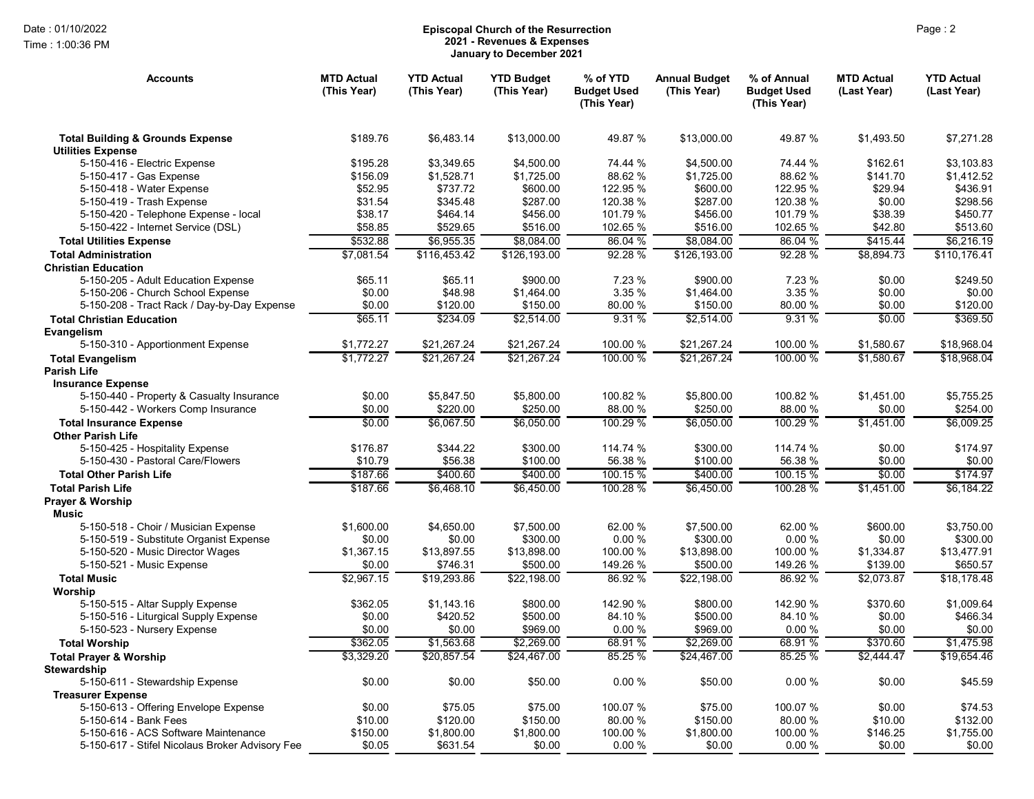**Episcopal Church of the Resurrection**
**2021 - Revenues & Expenses**
**January to December 2021**

Date : 01/10/2022
Time : 1:00:36 PM

| Accounts | MTD Actual (This Year) | YTD Actual (This Year) | YTD Budget (This Year) | % of YTD Budget Used (This Year) | Annual Budget (This Year) | % of Annual Budget Used (This Year) | MTD Actual (Last Year) | YTD Actual (Last Year) |
|---|---|---|---|---|---|---|---|---|
| **Total Building & Grounds Expense** | $189.76 | $6,483.14 | $13,000.00 | 49.87 % | $13,000.00 | 49.87 % | $1,493.50 | $7,271.28 |
| **Utilities Expense** | | | | | | | | |
| 5-150-416 - Electric Expense | $195.28 | $3,349.65 | $4,500.00 | 74.44 % | $4,500.00 | 74.44 % | $162.61 | $3,103.83 |
| 5-150-417 - Gas Expense | $156.09 | $1,528.71 | $1,725.00 | 88.62 % | $1,725.00 | 88.62 % | $141.70 | $1,412.52 |
| 5-150-418 - Water Expense | $52.95 | $737.72 | $600.00 | 122.95 % | $600.00 | 122.95 % | $29.94 | $436.91 |
| 5-150-419 - Trash Expense | $31.54 | $345.48 | $287.00 | 120.38 % | $287.00 | 120.38 % | $0.00 | $298.56 |
| 5-150-420 - Telephone Expense - local | $38.17 | $464.14 | $456.00 | 101.79 % | $456.00 | 101.79 % | $38.39 | $450.77 |
| 5-150-422 - Internet Service (DSL) | $58.85 | $529.65 | $516.00 | 102.65 % | $516.00 | 102.65 % | $42.80 | $513.60 |
| **Total Utilities Expense** | $532.88 | $6,955.35 | $8,084.00 | 86.04 % | $8,084.00 | 86.04 % | $415.44 | $6,216.19 |
| **Total Administration** | $7,081.54 | $116,453.42 | $126,193.00 | 92.28 % | $126,193.00 | 92.28 % | $8,894.73 | $110,176.41 |
| **Christian Education** | | | | | | | | |
| 5-150-205 - Adult Education Expense | $65.11 | $65.11 | $900.00 | 7.23 % | $900.00 | 7.23 % | $0.00 | $249.50 |
| 5-150-206 - Church School Expense | $0.00 | $48.98 | $1,464.00 | 3.35 % | $1,464.00 | 3.35 % | $0.00 | $0.00 |
| 5-150-208 - Tract Rack / Day-by-Day Expense | $0.00 | $120.00 | $150.00 | 80.00 % | $150.00 | 80.00 % | $0.00 | $120.00 |
| **Total Christian Education** | $65.11 | $234.09 | $2,514.00 | 9.31 % | $2,514.00 | 9.31 % | $0.00 | $369.50 |
| **Evangelism** | | | | | | | | |
| 5-150-310 - Apportionment Expense | $1,772.27 | $21,267.24 | $21,267.24 | 100.00 % | $21,267.24 | 100.00 % | $1,580.67 | $18,968.04 |
| **Total Evangelism** | $1,772.27 | $21,267.24 | $21,267.24 | 100.00 % | $21,267.24 | 100.00 % | $1,580.67 | $18,968.04 |
| **Parish Life** | | | | | | | | |
| **Insurance Expense** | | | | | | | | |
| 5-150-440 - Property & Casualty Insurance | $0.00 | $5,847.50 | $5,800.00 | 100.82 % | $5,800.00 | 100.82 % | $1,451.00 | $5,755.25 |
| 5-150-442 - Workers Comp Insurance | $0.00 | $220.00 | $250.00 | 88.00 % | $250.00 | 88.00 % | $0.00 | $254.00 |
| **Total Insurance Expense** | $0.00 | $6,067.50 | $6,050.00 | 100.29 % | $6,050.00 | 100.29 % | $1,451.00 | $6,009.25 |
| **Other Parish Life** | | | | | | | | |
| 5-150-425 - Hospitality Expense | $176.87 | $344.22 | $300.00 | 114.74 % | $300.00 | 114.74 % | $0.00 | $174.97 |
| 5-150-430 - Pastoral Care/Flowers | $10.79 | $56.38 | $100.00 | 56.38 % | $100.00 | 56.38 % | $0.00 | $0.00 |
| **Total Other Parish Life** | $187.66 | $400.60 | $400.00 | 100.15 % | $400.00 | 100.15 % | $0.00 | $174.97 |
| **Total Parish Life** | $187.66 | $6,468.10 | $6,450.00 | 100.28 % | $6,450.00 | 100.28 % | $1,451.00 | $6,184.22 |
| **Prayer & Worship** | | | | | | | | |
| **Music** | | | | | | | | |
| 5-150-518 - Choir / Musician Expense | $1,600.00 | $4,650.00 | $7,500.00 | 62.00 % | $7,500.00 | 62.00 % | $600.00 | $3,750.00 |
| 5-150-519 - Substitute Organist Expense | $0.00 | $0.00 | $300.00 | 0.00 % | $300.00 | 0.00 % | $0.00 | $300.00 |
| 5-150-520 - Music Director Wages | $1,367.15 | $13,897.55 | $13,898.00 | 100.00 % | $13,898.00 | 100.00 % | $1,334.87 | $13,477.91 |
| 5-150-521 - Music Expense | $0.00 | $746.31 | $500.00 | 149.26 % | $500.00 | 149.26 % | $139.00 | $650.57 |
| **Total Music** | $2,967.15 | $19,293.86 | $22,198.00 | 86.92 % | $22,198.00 | 86.92 % | $2,073.87 | $18,178.48 |
| **Worship** | | | | | | | | |
| 5-150-515 - Altar Supply Expense | $362.05 | $1,143.16 | $800.00 | 142.90 % | $800.00 | 142.90 % | $370.60 | $1,009.64 |
| 5-150-516 - Liturgical Supply Expense | $0.00 | $420.52 | $500.00 | 84.10 % | $500.00 | 84.10 % | $0.00 | $466.34 |
| 5-150-523 - Nursery Expense | $0.00 | $0.00 | $969.00 | 0.00 % | $969.00 | 0.00 % | $0.00 | $0.00 |
| **Total Worship** | $362.05 | $1,563.68 | $2,269.00 | 68.91 % | $2,269.00 | 68.91 % | $370.60 | $1,475.98 |
| **Total Prayer & Worship** | $3,329.20 | $20,857.54 | $24,467.00 | 85.25 % | $24,467.00 | 85.25 % | $2,444.47 | $19,654.46 |
| **Stewardship** | | | | | | | | |
| 5-150-611 - Stewardship Expense | $0.00 | $0.00 | $50.00 | 0.00 % | $50.00 | 0.00 % | $0.00 | $45.59 |
| **Treasurer Expense** | | | | | | | | |
| 5-150-613 - Offering Envelope Expense | $0.00 | $75.05 | $75.00 | 100.07 % | $75.00 | 100.07 % | $0.00 | $74.53 |
| 5-150-614 - Bank Fees | $10.00 | $120.00 | $150.00 | 80.00 % | $150.00 | 80.00 % | $10.00 | $132.00 |
| 5-150-616 - ACS Software Maintenance | $150.00 | $1,800.00 | $1,800.00 | 100.00 % | $1,800.00 | 100.00 % | $146.25 | $1,755.00 |
| 5-150-617 - Stifel Nicolaus Broker Advisory Fee | $0.05 | $631.54 | $0.00 | 0.00 % | $0.00 | 0.00 % | $0.00 | $0.00 |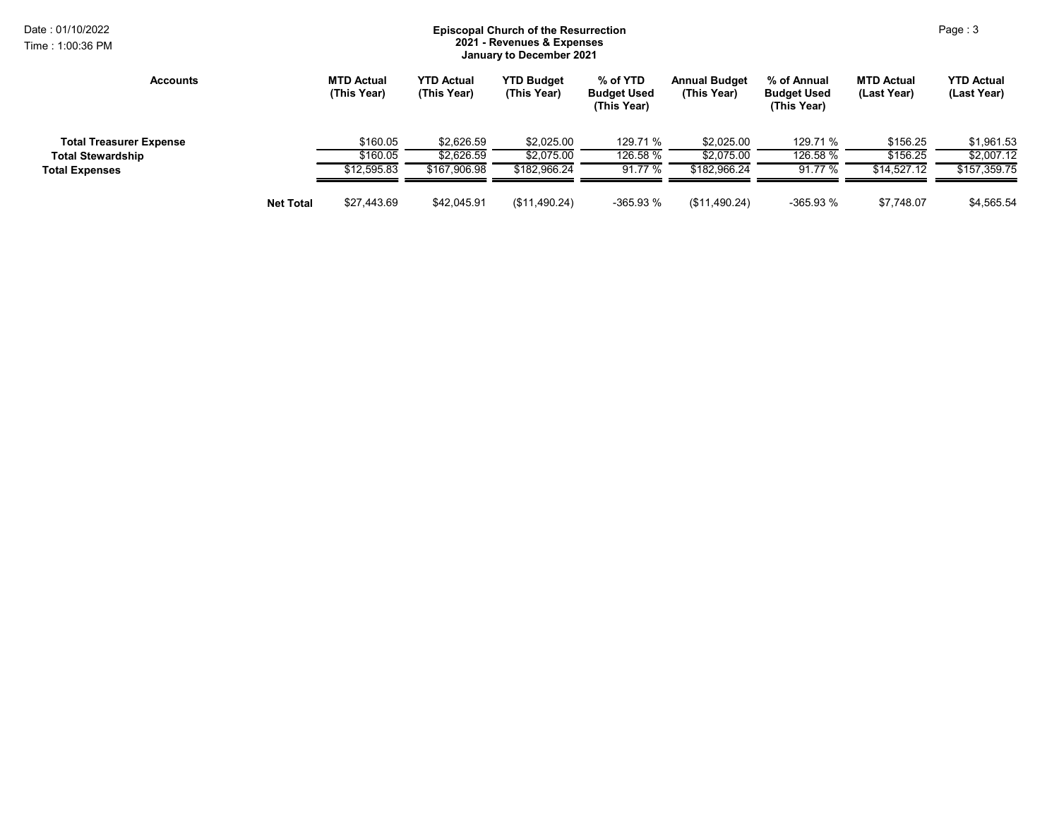**Episcopal Church of the Resurrection**
**2021 - Revenues & Expenses**
**January to December 2021**

| Accounts | MTD Actual (This Year) | YTD Actual (This Year) | YTD Budget (This Year) | % of YTD Budget Used (This Year) | Annual Budget (This Year) | % of Annual Budget Used (This Year) | MTD Actual (Last Year) | YTD Actual (Last Year) |
|---|---|---|---|---|---|---|---|---|
| **Total Treasurer Expense** | $160.05 | $2,626.59 | $2,025.00 | 129.71 % | $2,025.00 | 129.71 % | $156.25 | $1,961.53 |
| **Total Stewardship** | $160.05 | $2,626.59 | $2,075.00 | 126.58 % | $2,075.00 | 126.58 % | $156.25 | $2,007.12 |
| **Total Expenses** | $12,595.83 | $167,906.98 | $182,966.24 | 91.77 % | $182,966.24 | 91.77 % | $14,527.12 | $157,359.75 |
| **Net Total** | $27,443.69 | $42,045.91 | ($11,490.24) | -365.93 % | ($11,490.24) | -365.93 % | $7,748.07 | $4,565.54 |